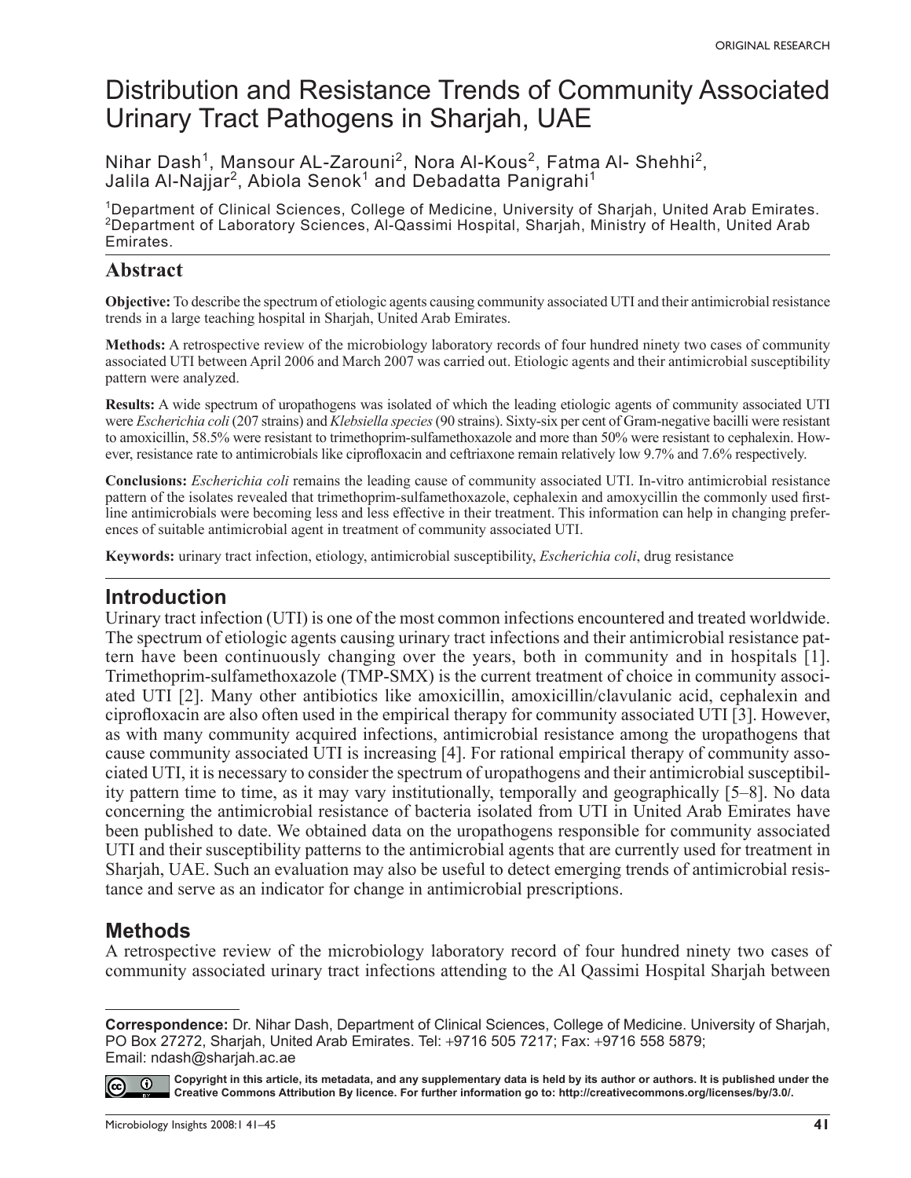ORIGINAL RESEARCH

# Distribution and Resistance Trends of Community Associated Urinary Tract Pathogens in Sharjah, UAE

Nihar Dash[1], Mansour AL-Zarouni[2], Nora Al-Kous[2], Fatma Al- Shehhi[2], Jalila Al-Najjar[2], Abiola Senok[1] and Debadatta Panigrahi[1]

[1]Department of Clinical Sciences, College of Medicine, University of Sharjah, United Arab Emirates. [2]Department of Laboratory Sciences, Al-Qassimi Hospital, Sharjah, Ministry of Health, United Arab Emirates.

## Abstract

**Objective:** To describe the spectrum of etiologic agents causing community associated UTI and their antimicrobial resistance trends in a large teaching hospital in Sharjah, United Arab Emirates.

**Methods:** A retrospective review of the microbiology laboratory records of four hundred ninety two cases of community associated UTI between April 2006 and March 2007 was carried out. Etiologic agents and their antimicrobial susceptibility pattern were analyzed.

**Results:** A wide spectrum of uropathogens was isolated of which the leading etiologic agents of community associated UTI were *Escherichia coli* (207 strains) and *Klebsiella species* (90 strains). Sixty-six per cent of Gram-negative bacilli were resistant to amoxicillin, 58.5% were resistant to trimethoprim-sulfamethoxazole and more than 50% were resistant to cephalexin. However, resistance rate to antimicrobials like ciprofloxacin and ceftriaxone remain relatively low 9.7% and 7.6% respectively.

**Conclusions:** *Escherichia coli* remains the leading cause of community associated UTI. In-vitro antimicrobial resistance pattern of the isolates revealed that trimethoprim-sulfamethoxazole, cephalexin and amoxycillin the commonly used first-line antimicrobials were becoming less and less effective in their treatment. This information can help in changing preferences of suitable antimicrobial agent in treatment of community associated UTI.

**Keywords:** urinary tract infection, etiology, antimicrobial susceptibility, *Escherichia coli*, drug resistance

## Introduction

Urinary tract infection (UTI) is one of the most common infections encountered and treated worldwide. The spectrum of etiologic agents causing urinary tract infections and their antimicrobial resistance pattern have been continuously changing over the years, both in community and in hospitals [1]. Trimethoprim-sulfamethoxazole (TMP-SMX) is the current treatment of choice in community associated UTI [2]. Many other antibiotics like amoxicillin, amoxicillin/clavulanic acid, cephalexin and ciprofloxacin are also often used in the empirical therapy for community associated UTI [3]. However, as with many community acquired infections, antimicrobial resistance among the uropathogens that cause community associated UTI is increasing [4]. For rational empirical therapy of community associated UTI, it is necessary to consider the spectrum of uropathogens and their antimicrobial susceptibility pattern time to time, as it may vary institutionally, temporally and geographically [5–8]. No data concerning the antimicrobial resistance of bacteria isolated from UTI in United Arab Emirates have been published to date. We obtained data on the uropathogens responsible for community associated UTI and their susceptibility patterns to the antimicrobial agents that are currently used for treatment in Sharjah, UAE. Such an evaluation may also be useful to detect emerging trends of antimicrobial resistance and serve as an indicator for change in antimicrobial prescriptions.

## Methods

A retrospective review of the microbiology laboratory record of four hundred ninety two cases of community associated urinary tract infections attending to the Al Qassimi Hospital Sharjah between

**Correspondence:** Dr. Nihar Dash, Department of Clinical Sciences, College of Medicine. University of Sharjah, PO Box 27272, Sharjah, United Arab Emirates. Tel: +9716 505 7217; Fax: +9716 558 5879; Email: ndash@sharjah.ac.ae

**Copyright in this article, its metadata, and any supplementary data is held by its author or authors. It is published under the Creative Commons Attribution By licence. For further information go to: http://creativecommons.org/licenses/by/3.0/.**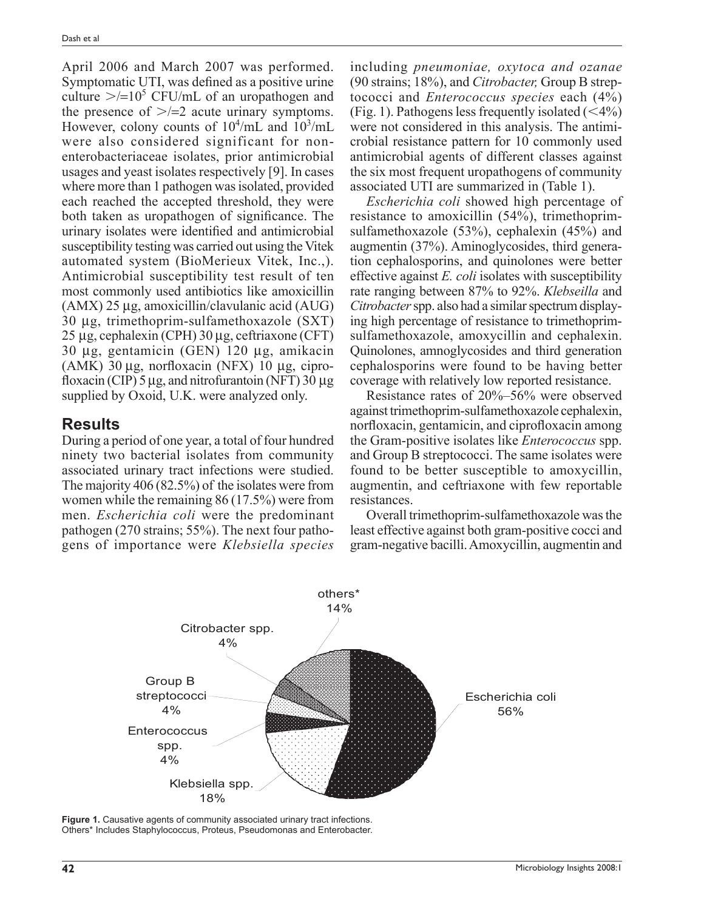April 2006 and March 2007 was performed. Symptomatic UTI, was defined as a positive urine culture >/=$10^5$ CFU/mL of an uropathogen and the presence of >/=2 acute urinary symptoms. However, colony counts of $10^4$/mL and $10^3$/mL were also considered significant for non-enterobacteriaceae isolates, prior antimicrobial usages and yeast isolates respectively [9]. In cases where more than 1 pathogen was isolated, provided each reached the accepted threshold, they were both taken as uropathogen of significance. The urinary isolates were identified and antimicrobial susceptibility testing was carried out using the Vitek automated system (BioMerieux Vitek, Inc.,). Antimicrobial susceptibility test result of ten most commonly used antibiotics like amoxicillin (AMX) 25 μg, amoxicillin/clavulanic acid (AUG) 30 μg, trimethoprim-sulfamethoxazole (SXT) 25 μg, cephalexin (CPH) 30 μg, ceftriaxone (CFT) 30 μg, gentamicin (GEN) 120 μg, amikacin (AMK) 30 μg, norfloxacin (NFX) 10 μg, ciprofloxacin (CIP) 5 μg, and nitrofurantoin (NFT) 30 μg supplied by Oxoid, U.K. were analyzed only.

## Results

During a period of one year, a total of four hundred ninety two bacterial isolates from community associated urinary tract infections were studied. The majority 406 (82.5%) of the isolates were from women while the remaining 86 (17.5%) were from men. *Escherichia coli* were the predominant pathogen (270 strains; 55%). The next four pathogens of importance were *Klebsiella species* including *pneumoniae, oxytoca and ozanae* (90 strains; 18%), and *Citrobacter,* Group B streptococci and *Enterococcus species* each (4%) (Fig. 1). Pathogens less frequently isolated (<4%) were not considered in this analysis. The antimicrobial resistance pattern for 10 commonly used antimicrobial agents of different classes against the six most frequent uropathogens of community associated UTI are summarized in (Table 1).

*Escherichia coli* showed high percentage of resistance to amoxicillin (54%), trimethoprim-sulfamethoxazole (53%), cephalexin (45%) and augmentin (37%). Aminoglycosides, third generation cephalosporins, and quinolones were better effective against *E. coli* isolates with susceptibility rate ranging between 87% to 92%. *Klebseilla* and *Citrobacter* spp. also had a similar spectrum displaying high percentage of resistance to trimethoprim-sulfamethoxazole, amoxycillin and cephalexin. Quinolones, amnoglycosides and third generation cephalosporins were found to be having better coverage with relatively low reported resistance.

Resistance rates of 20%–56% were observed against trimethoprim-sulfamethoxazole cephalexin, norfloxacin, gentamicin, and ciprofloxacin among the Gram-positive isolates like *Enterococcus* spp. and Group B streptococci. The same isolates were found to be better susceptible to amoxycillin, augmentin, and ceftriaxone with few reportable resistances.

Overall trimethoprim-sulfamethoxazole was the least effective against both gram-positive cocci and gram-negative bacilli. Amoxycillin, augmentin and

others* 14%
Citrobacter spp. 4%
Group B streptococci 4%
Enterococcus spp. 4%
Klebsiella spp. 18%
Escherichia coli 56%

**Figure 1.** Causative agents of community associated urinary tract infections.
Others* Includes Staphylococcus, Proteus, Pseudomonas and Enterobacter.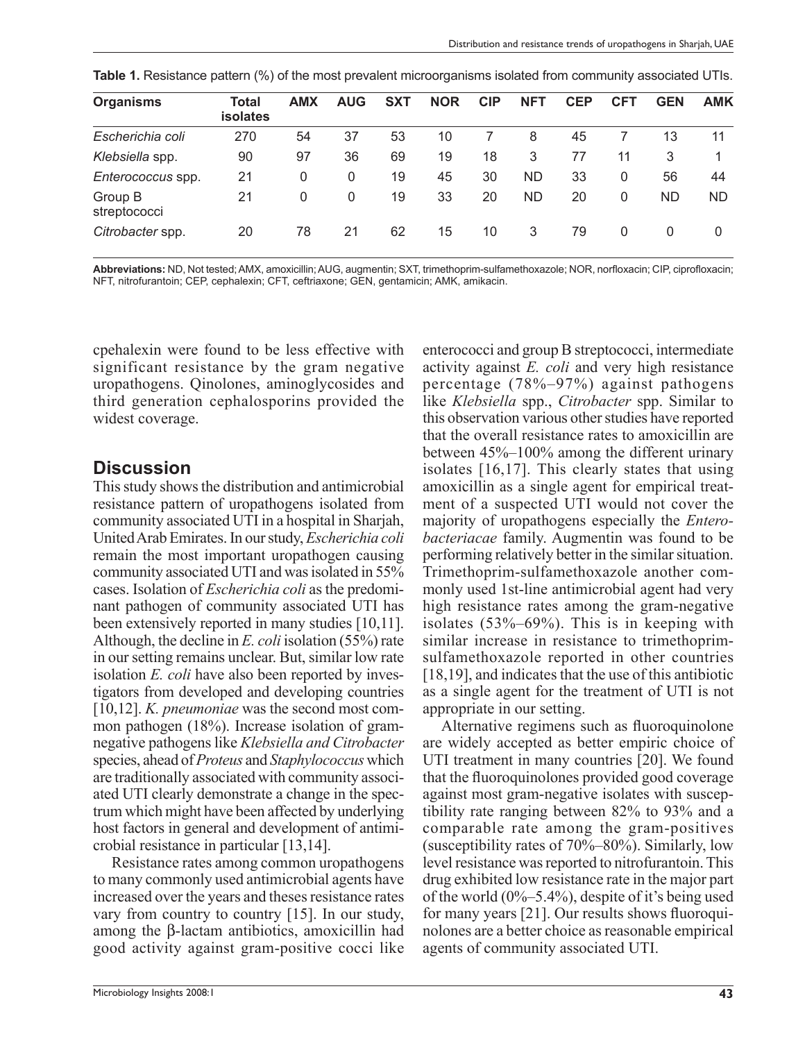**Table 1.** Resistance pattern (%) of the most prevalent microorganisms isolated from community associated UTIs.

| Organisms | Total isolates | AMX | AUG | SXT | NOR | CIP | NFT | CEP | CFT | GEN | AMK |
|---|---|---|---|---|---|---|---|---|---|---|---|
| *Escherichia coli* | 270 | 54 | 37 | 53 | 10 | 7 | 8 | 45 | 7 | 13 | 11 |
| *Klebsiella* spp. | 90 | 97 | 36 | 69 | 19 | 18 | 3 | 77 | 11 | 3 | 1 |
| *Enterococcus* spp. | 21 | 0 | 0 | 19 | 45 | 30 | ND | 33 | 0 | 56 | 44 |
| Group B streptococci | 21 | 0 | 0 | 19 | 33 | 20 | ND | 20 | 0 | ND | ND |
| *Citrobacter* spp. | 20 | 78 | 21 | 62 | 15 | 10 | 3 | 79 | 0 | 0 | 0 |

**Abbreviations:** ND, Not tested; AMX, amoxicillin; AUG, augmentin; SXT, trimethoprim-sulfamethoxazole; NOR, norfloxacin; CIP, ciprofloxacin; NFT, nitrofurantoin; CEP, cephalexin; CFT, ceftriaxone; GEN, gentamicin; AMK, amikacin.

cpehalexin were found to be less effective with significant resistance by the gram negative uropathogens. Qinolones, aminoglycosides and third generation cephalosporins provided the widest coverage.

## Discussion

This study shows the distribution and antimicrobial resistance pattern of uropathogens isolated from community associated UTI in a hospital in Sharjah, United Arab Emirates. In our study, *Escherichia coli* remain the most important uropathogen causing community associated UTI and was isolated in 55% cases. Isolation of *Escherichia coli* as the predominant pathogen of community associated UTI has been extensively reported in many studies [10,11]. Although, the decline in *E. coli* isolation (55%) rate in our setting remains unclear. But, similar low rate isolation *E. coli* have also been reported by investigators from developed and developing countries [10,12]. *K. pneumoniae* was the second most common pathogen (18%). Increase isolation of gram-negative pathogens like *Klebsiella and Citrobacter* species, ahead of *Proteus* and *Staphylococcus* which are traditionally associated with community associated UTI clearly demonstrate a change in the spectrum which might have been affected by underlying host factors in general and development of antimicrobial resistance in particular [13,14].

Resistance rates among common uropathogens to many commonly used antimicrobial agents have increased over the years and theses resistance rates vary from country to country [15]. In our study, among the β-lactam antibiotics, amoxicillin had good activity against gram-positive cocci like enterococci and group B streptococci, intermediate activity against *E. coli* and very high resistance percentage (78%–97%) against pathogens like *Klebsiella* spp., *Citrobacter* spp. Similar to this observation various other studies have reported that the overall resistance rates to amoxicillin are between 45%–100% among the different urinary isolates [16,17]. This clearly states that using amoxicillin as a single agent for empirical treatment of a suspected UTI would not cover the majority of uropathogens especially the *Enterobacteriaceae* family. Augmentin was found to be performing relatively better in the similar situation. Trimethoprim-sulfamethoxazole another commonly used 1st-line antimicrobial agent had very high resistance rates among the gram-negative isolates (53%–69%). This is in keeping with similar increase in resistance to trimethoprim-sulfamethoxazole reported in other countries [18,19], and indicates that the use of this antibiotic as a single agent for the treatment of UTI is not appropriate in our setting.

Alternative regimens such as fluoroquinolone are widely accepted as better empiric choice of UTI treatment in many countries [20]. We found that the fluoroquinolones provided good coverage against most gram-negative isolates with susceptibility rate ranging between 82% to 93% and a comparable rate among the gram-positives (susceptibility rates of 70%–80%). Similarly, low level resistance was reported to nitrofurantoin. This drug exhibited low resistance rate in the major part of the world (0%–5.4%), despite of it's being used for many years [21]. Our results shows fluoroquinolones are a better choice as reasonable empirical agents of community associated UTI.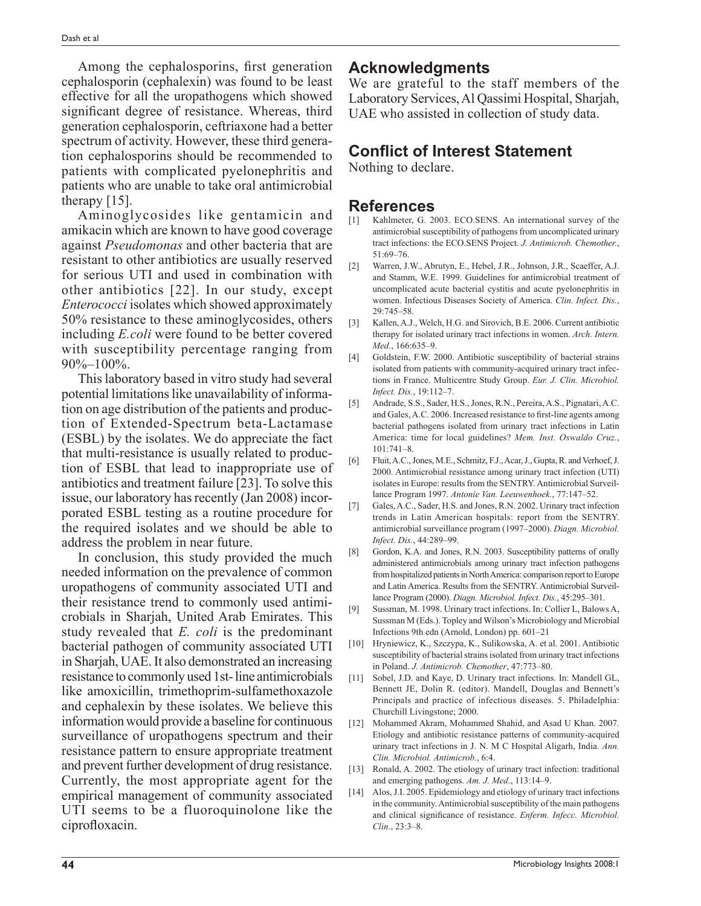Among the cephalosporins, first generation cephalosporin (cephalexin) was found to be least effective for all the uropathogens which showed significant degree of resistance. Whereas, third generation cephalosporin, ceftriaxone had a better spectrum of activity. However, these third generation cephalosporins should be recommended to patients with complicated pyelonephritis and patients who are unable to take oral antimicrobial therapy [15].

Aminoglycosides like gentamicin and amikacin which are known to have good coverage against *Pseudomonas* and other bacteria that are resistant to other antibiotics are usually reserved for serious UTI and used in combination with other antibiotics [22]. In our study, except *Enterococci* isolates which showed approximately 50% resistance to these aminoglycosides, others including *E.coli* were found to be better covered with susceptibility percentage ranging from 90%–100%.

This laboratory based in vitro study had several potential limitations like unavailability of information on age distribution of the patients and production of Extended-Spectrum beta-Lactamase (ESBL) by the isolates. We do appreciate the fact that multi-resistance is usually related to production of ESBL that lead to inappropriate use of antibiotics and treatment failure [23]. To solve this issue, our laboratory has recently (Jan 2008) incorporated ESBL testing as a routine procedure for the required isolates and we should be able to address the problem in near future.

In conclusion, this study provided the much needed information on the prevalence of common uropathogens of community associated UTI and their resistance trend to commonly used antimicrobials in Sharjah, United Arab Emirates. This study revealed that *E. coli* is the predominant bacterial pathogen of community associated UTI in Sharjah, UAE. It also demonstrated an increasing resistance to commonly used 1st- line antimicrobials like amoxicillin, trimethoprim-sulfamethoxazole and cephalexin by these isolates. We believe this information would provide a baseline for continuous surveillance of uropathogens spectrum and their resistance pattern to ensure appropriate treatment and prevent further development of drug resistance. Currently, the most appropriate agent for the empirical management of community associated UTI seems to be a fluoroquinolone like the ciprofloxacin.

## Acknowledgments

We are grateful to the staff members of the Laboratory Services, Al Qassimi Hospital, Sharjah, UAE who assisted in collection of study data.

## Conflict of Interest Statement

Nothing to declare.

## References

[1] Kahlmeter, G. 2003. ECO.SENS. An international survey of the antimicrobial susceptibility of pathogens from uncomplicated urinary tract infections: the ECO.SENS Project. *J. Antimicrob. Chemother.*, 51:69–76.

[2] Warren, J.W., Abrutyn, E., Hebel, J.R., Johnson, J.R., Scaeffer, A.J. and Stamm, W.E. 1999. Guidelines for antimicrobial treatment of uncomplicated acute bacterial cystitis and acute pyelonephritis in women. Infectious Diseases Society of America. *Clin. Infect. Dis.*, 29:745–58.

[3] Kallen, A.J., Welch, H.G. and Sirovich, B.E. 2006. Current antibiotic therapy for isolated urinary tract infections in women. *Arch. Intern. Med.*, 166:635–9.

[4] Goldstein, F.W. 2000. Antibiotic susceptibility of bacterial strains isolated from patients with community-acquired urinary tract infections in France. Multicentre Study Group. *Eur. J. Clin. Microbiol. Infect. Dis.*, 19:112–7.

[5] Andrade, S.S., Sader, H.S., Jones, R.N., Pereira, A.S., Pignatari, A.C. and Gales, A.C. 2006. Increased resistance to first-line agents among bacterial pathogens isolated from urinary tract infections in Latin America: time for local guidelines? *Mem. Inst. Oswaldo Cruz.*, 101:741–8.

[6] Fluit, A.C., Jones, M.E., Schmitz, F.J., Acar, J., Gupta, R. and Verhoef, J. 2000. Antimicrobial resistance among urinary tract infection (UTI) isolates in Europe: results from the SENTRY. Antimicrobial Surveillance Program 1997. *Antonie Van. Leeuwenhoek.*, 77:147–52.

[7] Gales, A.C., Sader, H.S. and Jones, R.N. 2002. Urinary tract infection trends in Latin American hospitals: report from the SENTRY. antimicrobial surveillance program (1997–2000). *Diagn. Microbiol. Infect. Dis.*, 44:289–99.

[8] Gordon, K.A. and Jones, R.N. 2003. Susceptibility patterns of orally administered antimicrobials among urinary tract infection pathogens from hospitalized patients in North America: comparison report to Europe and Latin America. Results from the SENTRY. Antimicrobial Surveillance Program (2000). *Diagn. Microbiol. Infect. Dis.*, 45:295–301.

[9] Sussman, M. 1998. Urinary tract infections. In: Collier L, Balows A, Sussman M (Eds.). Topley and Wilson's Microbiology and Microbial Infections 9th edn (Arnold, London) pp. 601–21

[10] Hryniewicz, K., Szczypa, K., Sulikowska, A. et al. 2001. Antibiotic susceptibility of bacterial strains isolated from urinary tract infections in Poland. *J. Antimicrob. Chemother*, 47:773–80.

[11] Sobel, J.D. and Kaye, D. Urinary tract infections. In: Mandell GL, Bennett JE, Dolin R. (editor). Mandell, Douglas and Bennett's Principals and practice of infectious diseases. 5. Philadelphia: Churchill Livingstone; 2000.

[12] Mohammed Akram, Mohammed Shahid, and Asad U Khan. 2007. Etiology and antibiotic resistance patterns of community-acquired urinary tract infections in J. N. M C Hospital Aligarh, India. *Ann. Clin. Microbiol. Antimicrob.*, 6:4.

[13] Ronald, A. 2002. The etiology of urinary tract infection: traditional and emerging pathogens. *Am. J. Med.*, 113:14–9.

[14] Alos, J.I. 2005. Epidemiology and etiology of urinary tract infections in the community. Antimicrobial susceptibility of the main pathogens and clinical significance of resistance. *Enferm. Infecc. Microbiol. Clin.*, 23:3–8.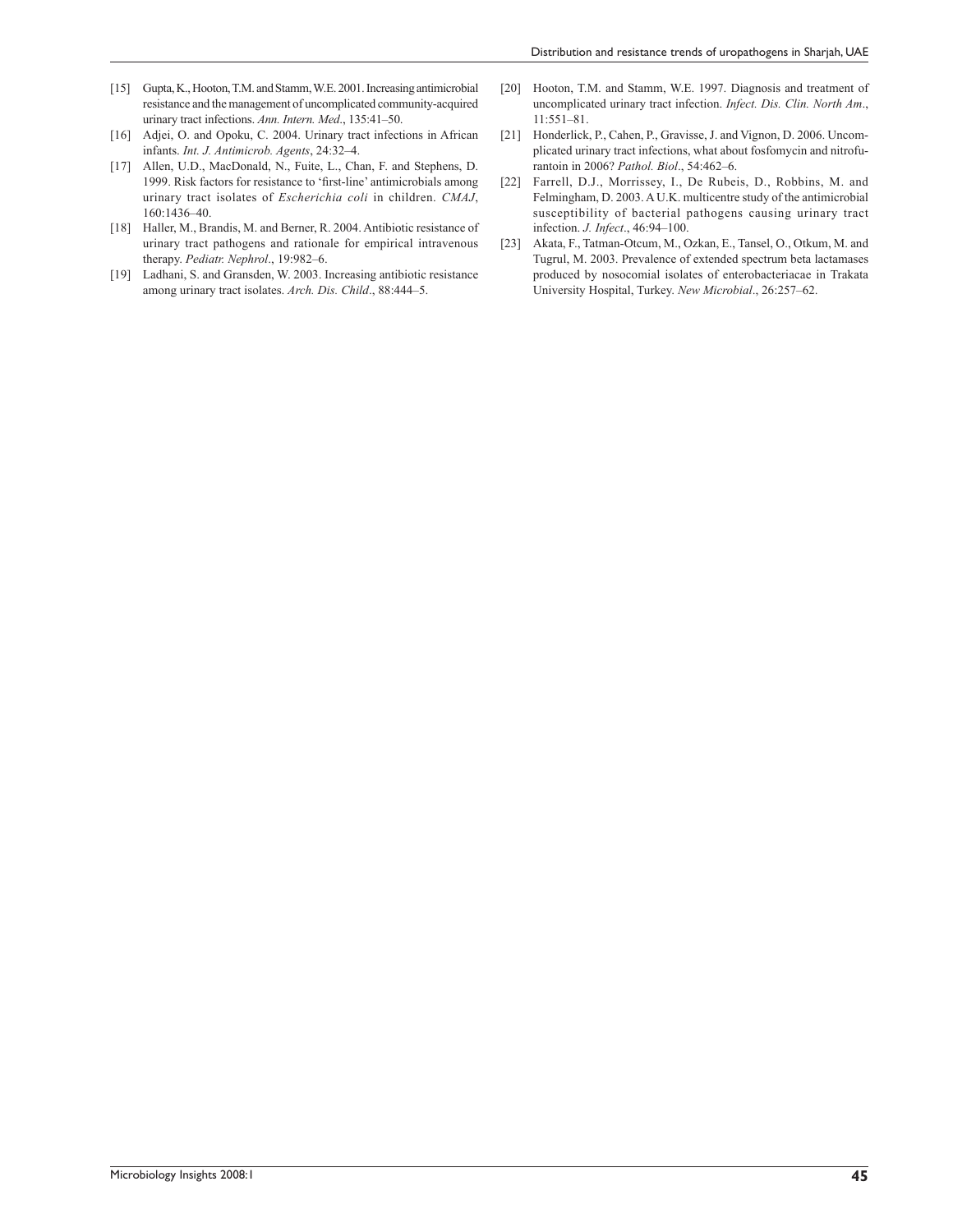[15] Gupta, K., Hooton, T.M. and Stamm, W.E. 2001. Increasing antimicrobial resistance and the management of uncomplicated community-acquired urinary tract infections. *Ann. Intern. Med*., 135:41–50.

[16] Adjei, O. and Opoku, C. 2004. Urinary tract infections in African infants. *Int. J. Antimicrob. Agents*, 24:32–4.

[17] Allen, U.D., MacDonald, N., Fuite, L., Chan, F. and Stephens, D. 1999. Risk factors for resistance to 'first-line' antimicrobials among urinary tract isolates of *Escherichia coli* in children. *CMAJ*, 160:1436–40.

[18] Haller, M., Brandis, M. and Berner, R. 2004. Antibiotic resistance of urinary tract pathogens and rationale for empirical intravenous therapy. *Pediatr. Nephrol*., 19:982–6.

[19] Ladhani, S. and Gransden, W. 2003. Increasing antibiotic resistance among urinary tract isolates. *Arch. Dis. Child*., 88:444–5.

[20] Hooton, T.M. and Stamm, W.E. 1997. Diagnosis and treatment of uncomplicated urinary tract infection. *Infect. Dis. Clin. North Am*., 11:551–81.

[21] Honderlick, P., Cahen, P., Gravisse, J. and Vignon, D. 2006. Uncomplicated urinary tract infections, what about fosfomycin and nitrofurantoin in 2006? *Pathol. Biol*., 54:462–6.

[22] Farrell, D.J., Morrissey, I., De Rubeis, D., Robbins, M. and Felmingham, D. 2003. A U.K. multicentre study of the antimicrobial susceptibility of bacterial pathogens causing urinary tract infection. *J. Infect*., 46:94–100.

[23] Akata, F., Tatman-Otcum, M., Ozkan, E., Tansel, O., Otkum, M. and Tugrul, M. 2003. Prevalence of extended spectrum beta lactamases produced by nosocomial isolates of enterobacteriacae in Trakata University Hospital, Turkey. *New Microbial*., 26:257–62.